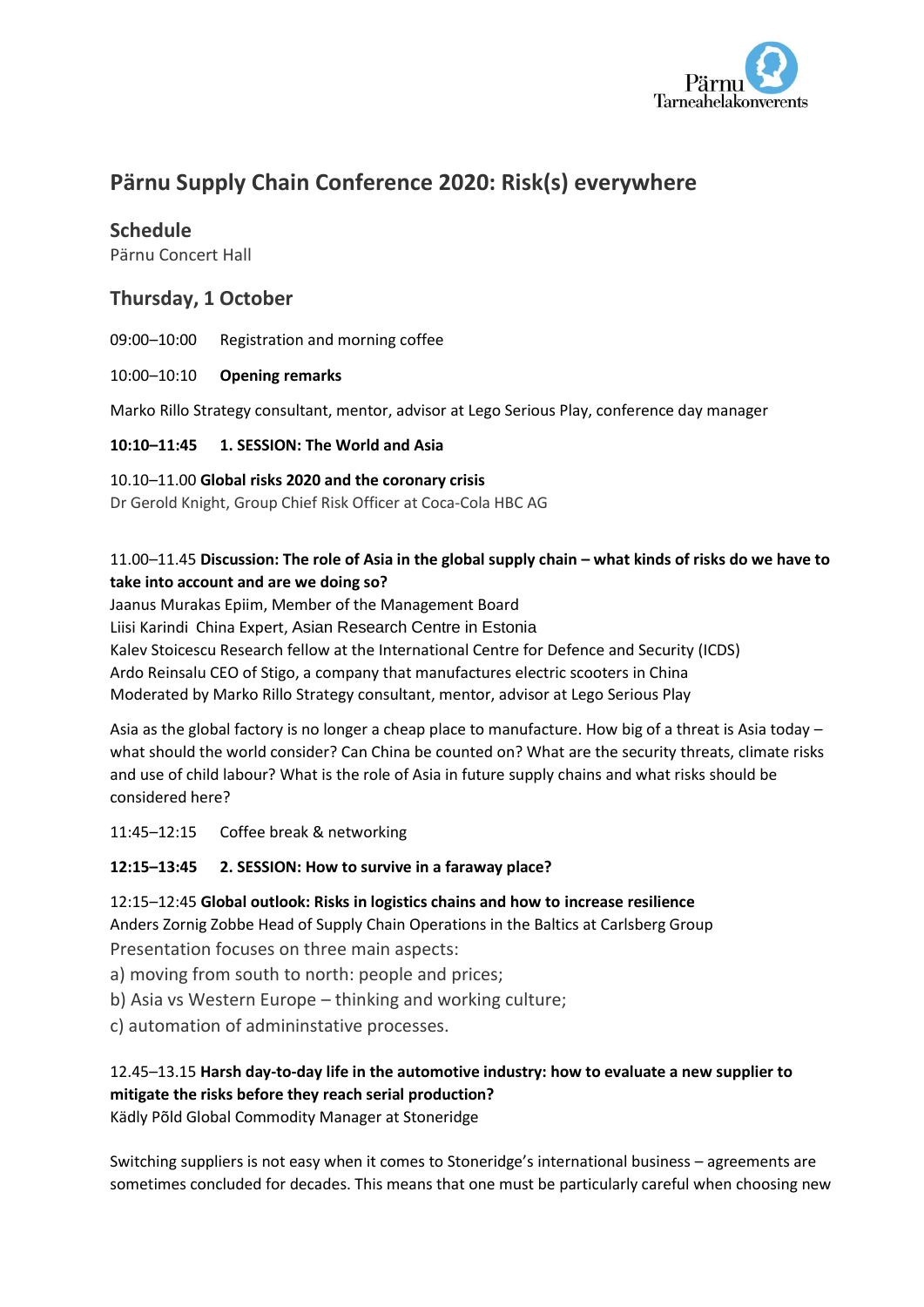Pärnu Tarneahelakonverents

# Pärnu Supply Chain Conference 2020: Risk(s) everywhere

## Schedule

Pärnu Concert Hall

## Thursday, 1 October

09:00–10:00 Registration and morning coffee

10:00–10:10 **Opening remarks**

Marko Rillo Strategy consultant, mentor, advisor at Lego Serious Play, conference day manager

**10:10–11:45 1. SESSION: The World and Asia**

10.10–11.00 **Global risks 2020 and the coronary crisis**
Dr Gerold Knight, Group Chief Risk Officer at Coca-Cola HBC AG

11.00–11.45 **Discussion: The role of Asia in the global supply chain – what kinds of risks do we have to take into account and are we doing so?**
Jaanus Murakas Epiim, Member of the Management Board
Liisi Karindi China Expert, Asian Research Centre in Estonia
Kalev Stoicescu Research fellow at the International Centre for Defence and Security (ICDS)
Ardo Reinsalu CEO of Stigo, a company that manufactures electric scooters in China
Moderated by Marko Rillo Strategy consultant, mentor, advisor at Lego Serious Play

Asia as the global factory is no longer a cheap place to manufacture. How big of a threat is Asia today – what should the world consider? Can China be counted on? What are the security threats, climate risks and use of child labour? What is the role of Asia in future supply chains and what risks should be considered here?

11:45–12:15 Coffee break & networking

**12:15–13:45 2. SESSION: How to survive in a faraway place?**

12:15–12:45 **Global outlook: Risks in logistics chains and how to increase resilience**
Anders Zornig Zobbe Head of Supply Chain Operations in the Baltics at Carlsberg Group
Presentation focuses on three main aspects:
a) moving from south to north: people and prices;
b) Asia vs Western Europe – thinking and working culture;
c) automation of admininstative processes.

12.45–13.15 **Harsh day-to-day life in the automotive industry: how to evaluate a new supplier to mitigate the risks before they reach serial production?**
Kädly Põld Global Commodity Manager at Stoneridge

Switching suppliers is not easy when it comes to Stoneridge's international business – agreements are sometimes concluded for decades. This means that one must be particularly careful when choosing new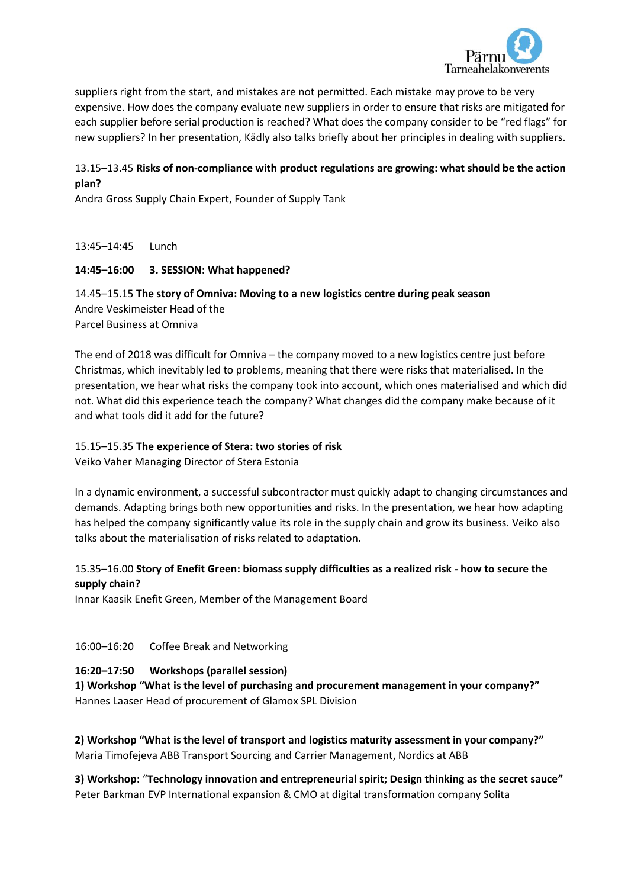suppliers right from the start, and mistakes are not permitted. Each mistake may prove to be very expensive. How does the company evaluate new suppliers in order to ensure that risks are mitigated for each supplier before serial production is reached? What does the company consider to be "red flags" for new suppliers? In her presentation, Kädly also talks briefly about her principles in dealing with suppliers.

13.15–13.45 **Risks of non-compliance with product regulations are growing: what should be the action plan?**
Andra Gross Supply Chain Expert, Founder of Supply Tank

13:45–14:45 Lunch

**14:45–16:00 3. SESSION: What happened?**

14.45–15.15 **The story of Omniva: Moving to a new logistics centre during peak season**
Andre Veskimeister Head of the Parcel Business at Omniva

The end of 2018 was difficult for Omniva – the company moved to a new logistics centre just before Christmas, which inevitably led to problems, meaning that there were risks that materialised. In the presentation, we hear what risks the company took into account, which ones materialised and which did not. What did this experience teach the company? What changes did the company make because of it and what tools did it add for the future?

15.15–15.35 **The experience of Stera: two stories of risk**
Veiko Vaher Managing Director of Stera Estonia

In a dynamic environment, a successful subcontractor must quickly adapt to changing circumstances and demands. Adapting brings both new opportunities and risks. In the presentation, we hear how adapting has helped the company significantly value its role in the supply chain and grow its business. Veiko also talks about the materialisation of risks related to adaptation.

15.35–16.00 **Story of Enefit Green: biomass supply difficulties as a realized risk - how to secure the supply chain?**
Innar Kaasik Enefit Green, Member of the Management Board

16:00–16:20 Coffee Break and Networking

**16:20–17:50 Workshops (parallel session)**
**1) Workshop "What is the level of purchasing and procurement management in your company?"**
Hannes Laaser Head of procurement of Glamox SPL Division

**2) Workshop "What is the level of transport and logistics maturity assessment in your company?"**
Maria Timofejeva ABB Transport Sourcing and Carrier Management, Nordics at ABB

**3) Workshop: "Technology innovation and entrepreneurial spirit; Design thinking as the secret sauce"**
Peter Barkman EVP International expansion & CMO at digital transformation company Solita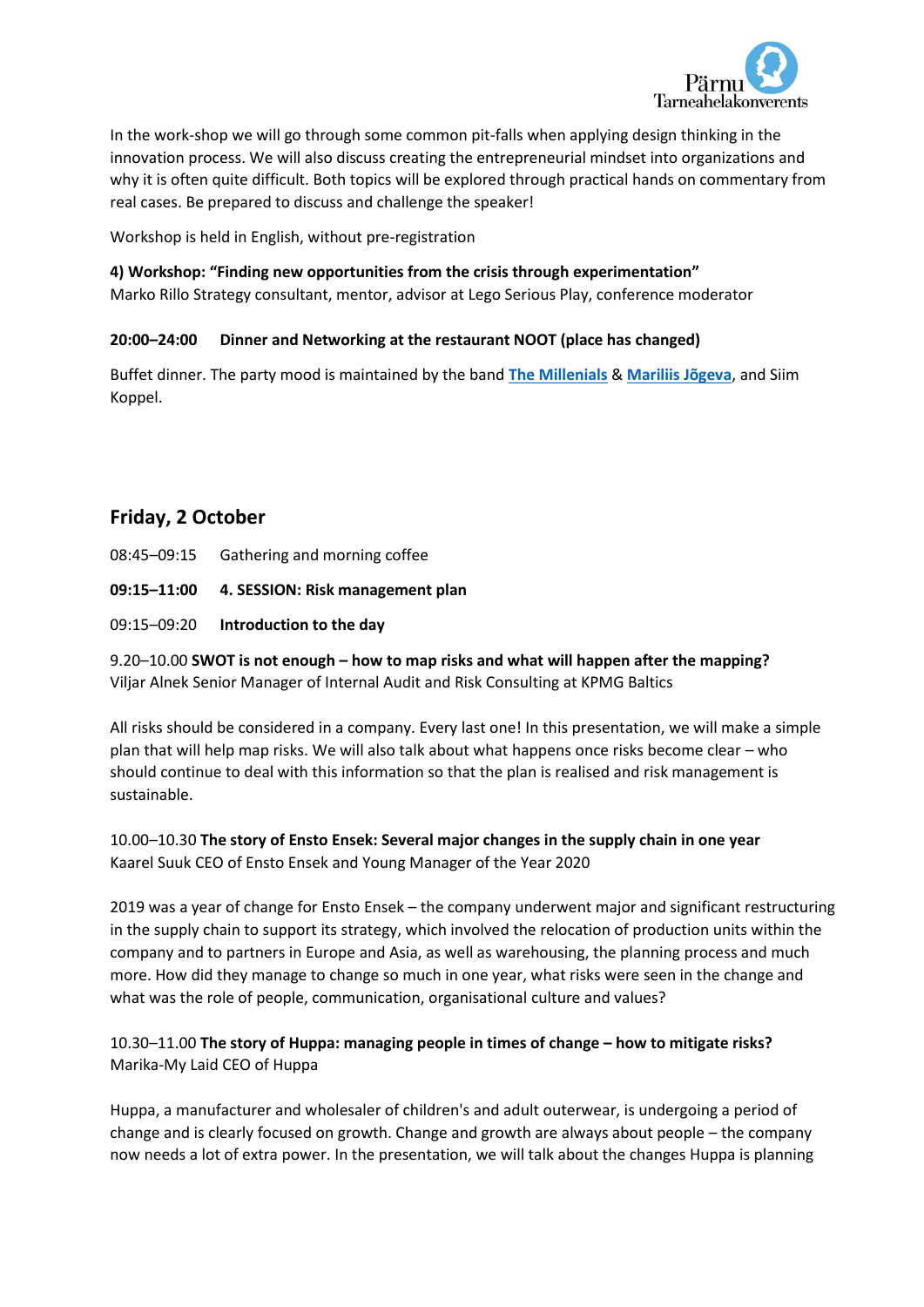In the work-shop we will go through some common pit-falls when applying design thinking in the innovation process. We will also discuss creating the entrepreneurial mindset into organizations and why it is often quite difficult. Both topics will be explored through practical hands on commentary from real cases. Be prepared to discuss and challenge the speaker!

Workshop is held in English, without pre-registration

**4) Workshop: "Finding new opportunities from the crisis through experimentation"**
Marko Rillo Strategy consultant, mentor, advisor at Lego Serious Play, conference moderator

**20:00–24:00 Dinner and Networking at the restaurant NOOT (place has changed)**

Buffet dinner. The party mood is maintained by the band **The Millenials** & **Mariliis Jõgeva**, and Siim Koppel.

## Friday, 2 October

08:45–09:15 Gathering and morning coffee

**09:15–11:00 4. SESSION: Risk management plan**

09:15–09:20 **Introduction to the day**

9.20–10.00 **SWOT is not enough – how to map risks and what will happen after the mapping?**
Viljar Alnek Senior Manager of Internal Audit and Risk Consulting at KPMG Baltics

All risks should be considered in a company. Every last one! In this presentation, we will make a simple plan that will help map risks. We will also talk about what happens once risks become clear – who should continue to deal with this information so that the plan is realised and risk management is sustainable.

10.00–10.30 **The story of Ensto Ensek: Several major changes in the supply chain in one year**
Kaarel Suuk CEO of Ensto Ensek and Young Manager of the Year 2020

2019 was a year of change for Ensto Ensek – the company underwent major and significant restructuring in the supply chain to support its strategy, which involved the relocation of production units within the company and to partners in Europe and Asia, as well as warehousing, the planning process and much more. How did they manage to change so much in one year, what risks were seen in the change and what was the role of people, communication, organisational culture and values?

10.30–11.00 **The story of Huppa: managing people in times of change – how to mitigate risks?**
Marika-My Laid CEO of Huppa

Huppa, a manufacturer and wholesaler of children's and adult outerwear, is undergoing a period of change and is clearly focused on growth. Change and growth are always about people – the company now needs a lot of extra power. In the presentation, we will talk about the changes Huppa is planning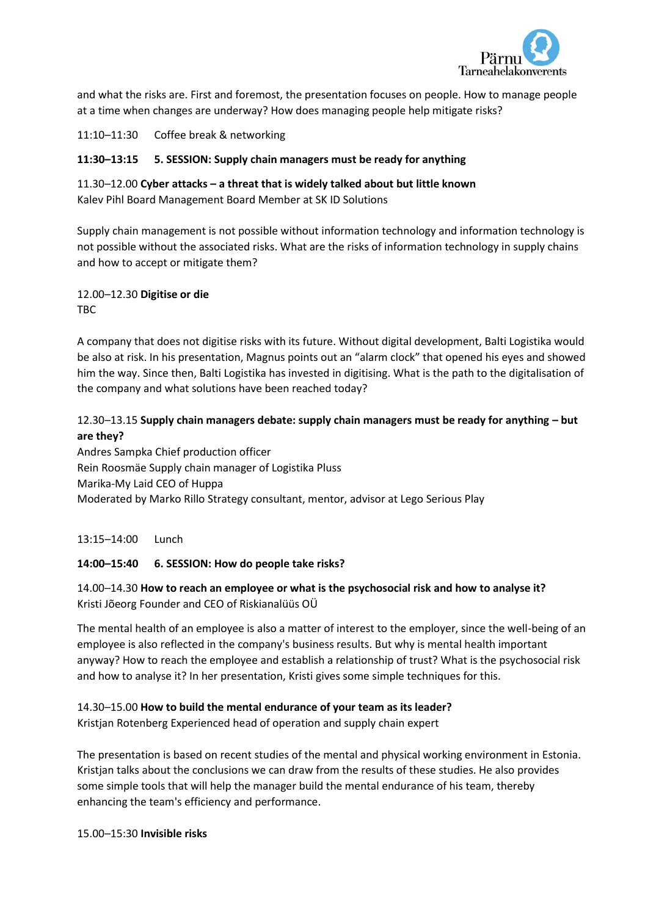and what the risks are. First and foremost, the presentation focuses on people. How to manage people at a time when changes are underway? How does managing people help mitigate risks?

11:10–11:30 Coffee break & networking

**11:30–13:15 5. SESSION: Supply chain managers must be ready for anything**

11.30–12.00 **Cyber attacks – a threat that is widely talked about but little known**
Kalev Pihl Board Management Board Member at SK ID Solutions

Supply chain management is not possible without information technology and information technology is not possible without the associated risks. What are the risks of information technology in supply chains and how to accept or mitigate them?

12.00–12.30 **Digitise or die**
TBC

A company that does not digitise risks with its future. Without digital development, Balti Logistika would be also at risk. In his presentation, Magnus points out an "alarm clock" that opened his eyes and showed him the way. Since then, Balti Logistika has invested in digitising. What is the path to the digitalisation of the company and what solutions have been reached today?

12.30–13.15 **Supply chain managers debate: supply chain managers must be ready for anything – but are they?**
Andres Sampka Chief production officer
Rein Roosmäe Supply chain manager of Logistika Pluss
Marika-My Laid CEO of Huppa
Moderated by Marko Rillo Strategy consultant, mentor, advisor at Lego Serious Play

13:15–14:00 Lunch

**14:00–15:40 6. SESSION: How do people take risks?**

14.00–14.30 **How to reach an employee or what is the psychosocial risk and how to analyse it?**
Kristi Jõeorg Founder and CEO of Riskianalüüs OÜ

The mental health of an employee is also a matter of interest to the employer, since the well-being of an employee is also reflected in the company's business results. But why is mental health important anyway? How to reach the employee and establish a relationship of trust? What is the psychosocial risk and how to analyse it? In her presentation, Kristi gives some simple techniques for this.

14.30–15.00 **How to build the mental endurance of your team as its leader?**
Kristjan Rotenberg Experienced head of operation and supply chain expert

The presentation is based on recent studies of the mental and physical working environment in Estonia. Kristjan talks about the conclusions we can draw from the results of these studies. He also provides some simple tools that will help the manager build the mental endurance of his team, thereby enhancing the team's efficiency and performance.

15.00–15:30 **Invisible risks**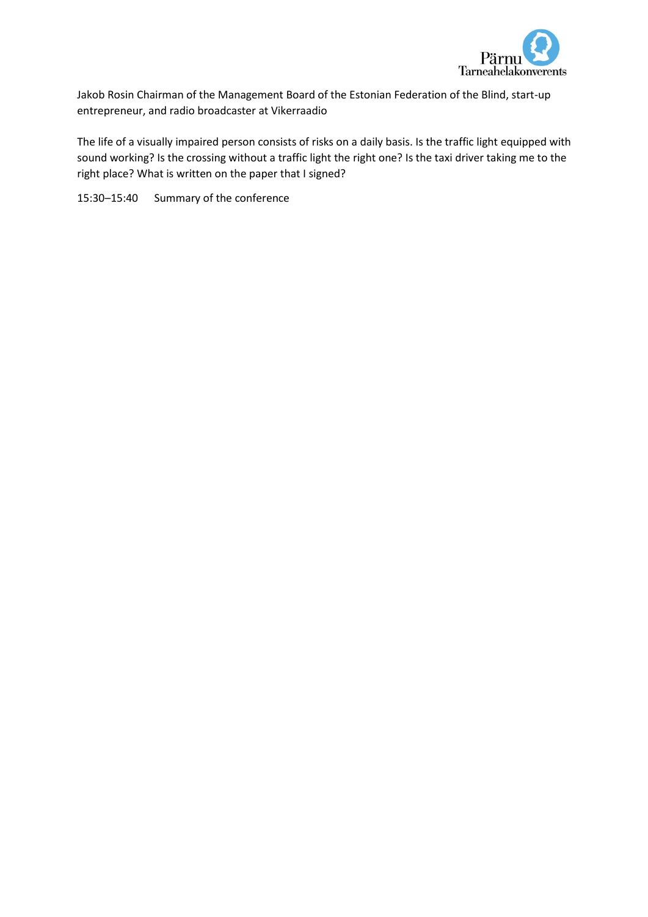Jakob Rosin Chairman of the Management Board of the Estonian Federation of the Blind, start-up entrepreneur, and radio broadcaster at Vikerraadio

The life of a visually impaired person consists of risks on a daily basis. Is the traffic light equipped with sound working? Is the crossing without a traffic light the right one? Is the taxi driver taking me to the right place? What is written on the paper that I signed?

15:30–15:40 Summary of the conference